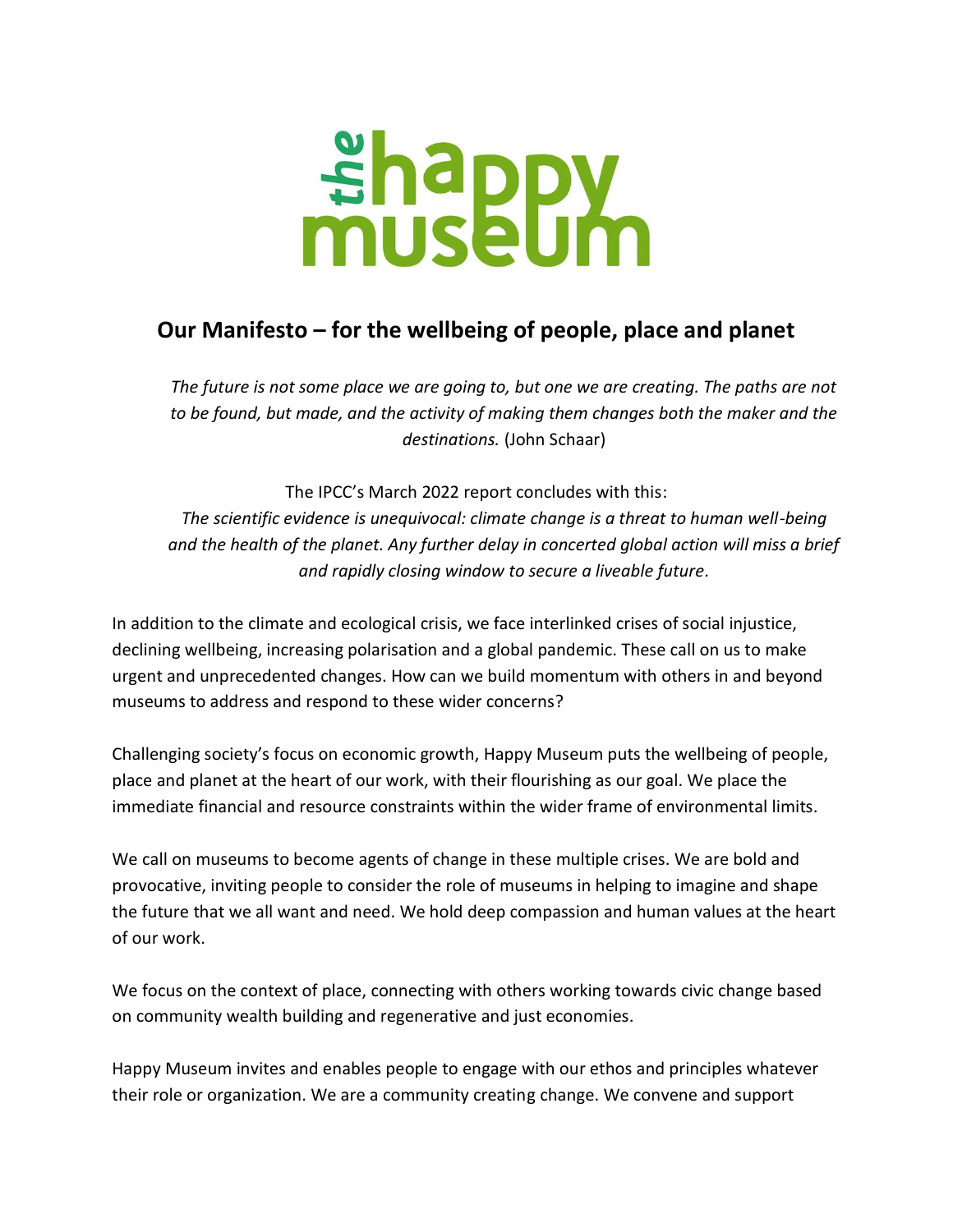the happy museum

## Our Manifesto – for the wellbeing of people, place and planet

*The future is not some place we are going to, but one we are creating. The paths are not to be found, but made, and the activity of making them changes both the maker and the destinations.* (John Schaar)

The IPCC's March 2022 report concludes with this:
*The scientific evidence is unequivocal: climate change is a threat to human well-being and the health of the planet. Any further delay in concerted global action will miss a brief and rapidly closing window to secure a liveable future*.

In addition to the climate and ecological crisis, we face interlinked crises of social injustice, declining wellbeing, increasing polarisation and a global pandemic. These call on us to make urgent and unprecedented changes. How can we build momentum with others in and beyond museums to address and respond to these wider concerns?

Challenging society's focus on economic growth, Happy Museum puts the wellbeing of people, place and planet at the heart of our work, with their flourishing as our goal. We place the immediate financial and resource constraints within the wider frame of environmental limits.

We call on museums to become agents of change in these multiple crises. We are bold and provocative, inviting people to consider the role of museums in helping to imagine and shape the future that we all want and need. We hold deep compassion and human values at the heart of our work.

We focus on the context of place, connecting with others working towards civic change based on community wealth building and regenerative and just economies.

Happy Museum invites and enables people to engage with our ethos and principles whatever their role or organization. We are a community creating change. We convene and support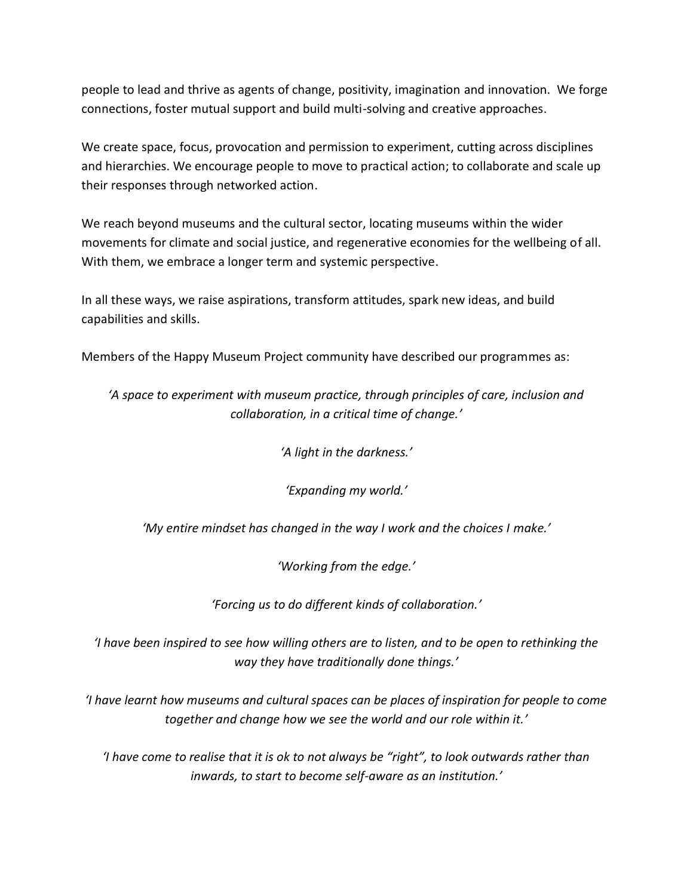people to lead and thrive as agents of change, positivity, imagination and innovation. We forge connections, foster mutual support and build multi-solving and creative approaches.

We create space, focus, provocation and permission to experiment, cutting across disciplines and hierarchies. We encourage people to move to practical action; to collaborate and scale up their responses through networked action.

We reach beyond museums and the cultural sector, locating museums within the wider movements for climate and social justice, and regenerative economies for the wellbeing of all. With them, we embrace a longer term and systemic perspective.

In all these ways, we raise aspirations, transform attitudes, spark new ideas, and build capabilities and skills.

Members of the Happy Museum Project community have described our programmes as:

*'A space to experiment with museum practice, through principles of care, inclusion and collaboration, in a critical time of change.'*

*'A light in the darkness.'*

*'Expanding my world.'*

*'My entire mindset has changed in the way I work and the choices I make.'*

*'Working from the edge.'*

*'Forcing us to do different kinds of collaboration.'*

*'I have been inspired to see how willing others are to listen, and to be open to rethinking the way they have traditionally done things.'*

*'I have learnt how museums and cultural spaces can be places of inspiration for people to come together and change how we see the world and our role within it.'*

*'I have come to realise that it is ok to not always be "right", to look outwards rather than inwards, to start to become self-aware as an institution.'*